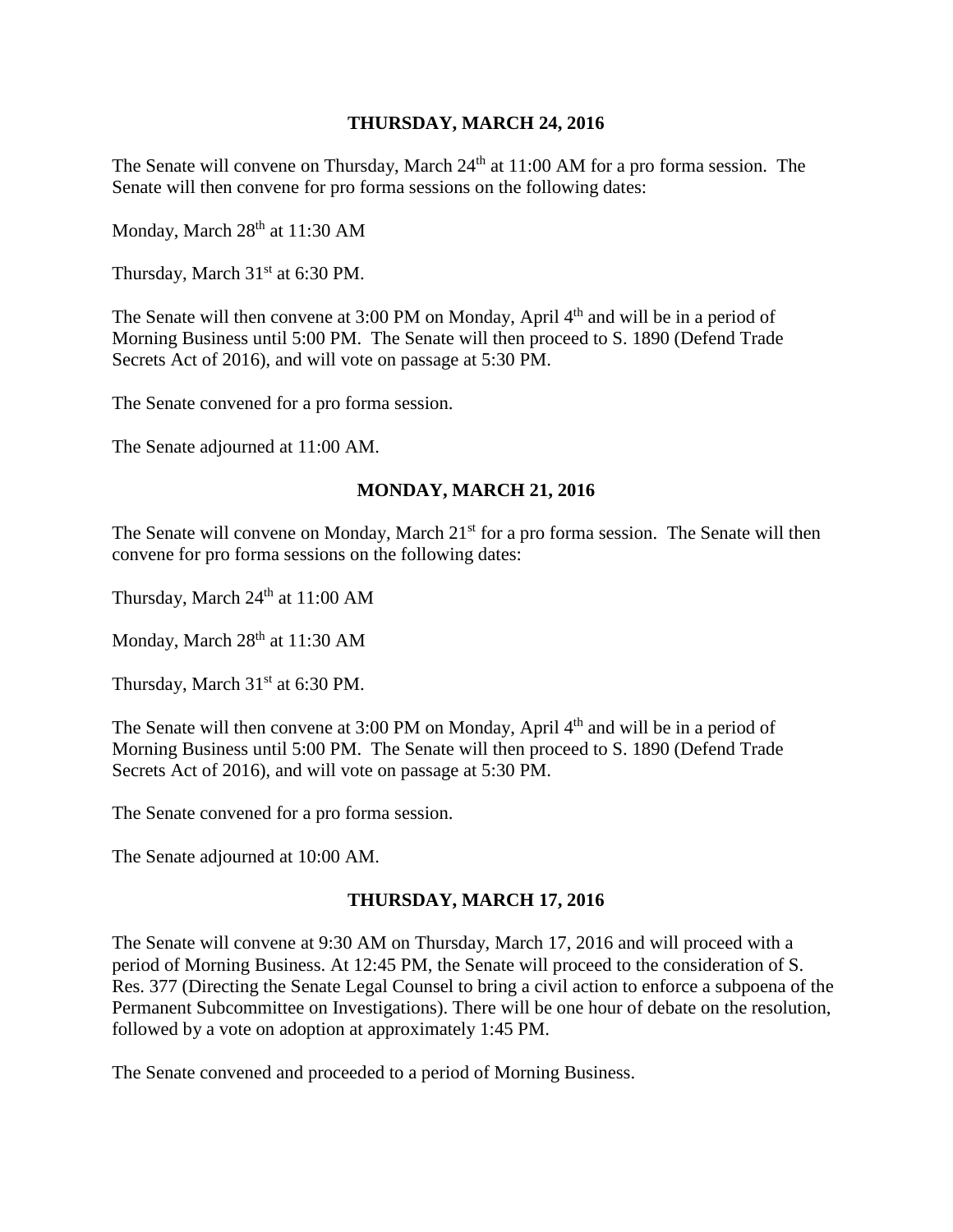## THURSDAY, MARCH 24, 2016

The Senate will convene on Thursday, March 24th at 11:00 AM for a pro forma session. The Senate will then convene for pro forma sessions on the following dates:

Monday, March 28th at 11:30 AM

Thursday, March 31st at 6:30 PM.

The Senate will then convene at 3:00 PM on Monday, April 4th and will be in a period of Morning Business until 5:00 PM. The Senate will then proceed to S. 1890 (Defend Trade Secrets Act of 2016), and will vote on passage at 5:30 PM.

The Senate convened for a pro forma session.

The Senate adjourned at 11:00 AM.

## MONDAY, MARCH 21, 2016

The Senate will convene on Monday, March 21st for a pro forma session. The Senate will then convene for pro forma sessions on the following dates:

Thursday, March 24th at 11:00 AM

Monday, March 28th at 11:30 AM

Thursday, March 31st at 6:30 PM.

The Senate will then convene at 3:00 PM on Monday, April 4th and will be in a period of Morning Business until 5:00 PM. The Senate will then proceed to S. 1890 (Defend Trade Secrets Act of 2016), and will vote on passage at 5:30 PM.

The Senate convened for a pro forma session.

The Senate adjourned at 10:00 AM.

## THURSDAY, MARCH 17, 2016

The Senate will convene at 9:30 AM on Thursday, March 17, 2016 and will proceed with a period of Morning Business. At 12:45 PM, the Senate will proceed to the consideration of S. Res. 377 (Directing the Senate Legal Counsel to bring a civil action to enforce a subpoena of the Permanent Subcommittee on Investigations). There will be one hour of debate on the resolution, followed by a vote on adoption at approximately 1:45 PM.

The Senate convened and proceeded to a period of Morning Business.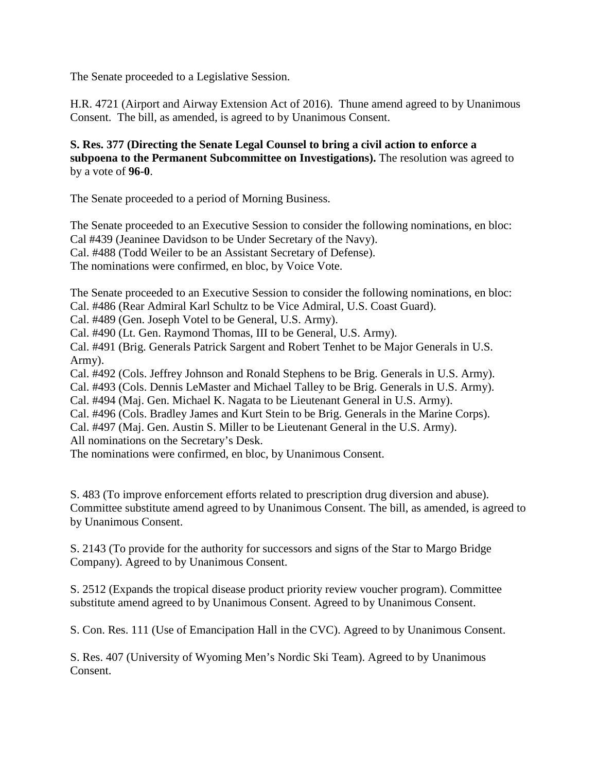The Senate proceeded to a Legislative Session.

H.R. 4721 (Airport and Airway Extension Act of 2016). Thune amend agreed to by Unanimous Consent. The bill, as amended, is agreed to by Unanimous Consent.

**S. Res. 377 (Directing the Senate Legal Counsel to bring a civil action to enforce a subpoena to the Permanent Subcommittee on Investigations).** The resolution was agreed to by a vote of **96-0**.

The Senate proceeded to a period of Morning Business.

The Senate proceeded to an Executive Session to consider the following nominations, en bloc:
Cal #439 (Jeaninee Davidson to be Under Secretary of the Navy).
Cal. #488 (Todd Weiler to be an Assistant Secretary of Defense).
The nominations were confirmed, en bloc, by Voice Vote.

The Senate proceeded to an Executive Session to consider the following nominations, en bloc:
Cal. #486 (Rear Admiral Karl Schultz to be Vice Admiral, U.S. Coast Guard).
Cal. #489 (Gen. Joseph Votel to be General, U.S. Army).
Cal. #490 (Lt. Gen. Raymond Thomas, III to be General, U.S. Army).
Cal. #491 (Brig. Generals Patrick Sargent and Robert Tenhet to be Major Generals in U.S. Army).
Cal. #492 (Cols. Jeffrey Johnson and Ronald Stephens to be Brig. Generals in U.S. Army).
Cal. #493 (Cols. Dennis LeMaster and Michael Talley to be Brig. Generals in U.S. Army).
Cal. #494 (Maj. Gen. Michael K. Nagata to be Lieutenant General in U.S. Army).
Cal. #496 (Cols. Bradley James and Kurt Stein to be Brig. Generals in the Marine Corps).
Cal. #497 (Maj. Gen. Austin S. Miller to be Lieutenant General in the U.S. Army).
All nominations on the Secretary's Desk.
The nominations were confirmed, en bloc, by Unanimous Consent.

S. 483 (To improve enforcement efforts related to prescription drug diversion and abuse). Committee substitute amend agreed to by Unanimous Consent. The bill, as amended, is agreed to by Unanimous Consent.

S. 2143 (To provide for the authority for successors and signs of the Star to Margo Bridge Company). Agreed to by Unanimous Consent.

S. 2512 (Expands the tropical disease product priority review voucher program). Committee substitute amend agreed to by Unanimous Consent. Agreed to by Unanimous Consent.

S. Con. Res. 111 (Use of Emancipation Hall in the CVC). Agreed to by Unanimous Consent.

S. Res. 407 (University of Wyoming Men's Nordic Ski Team). Agreed to by Unanimous Consent.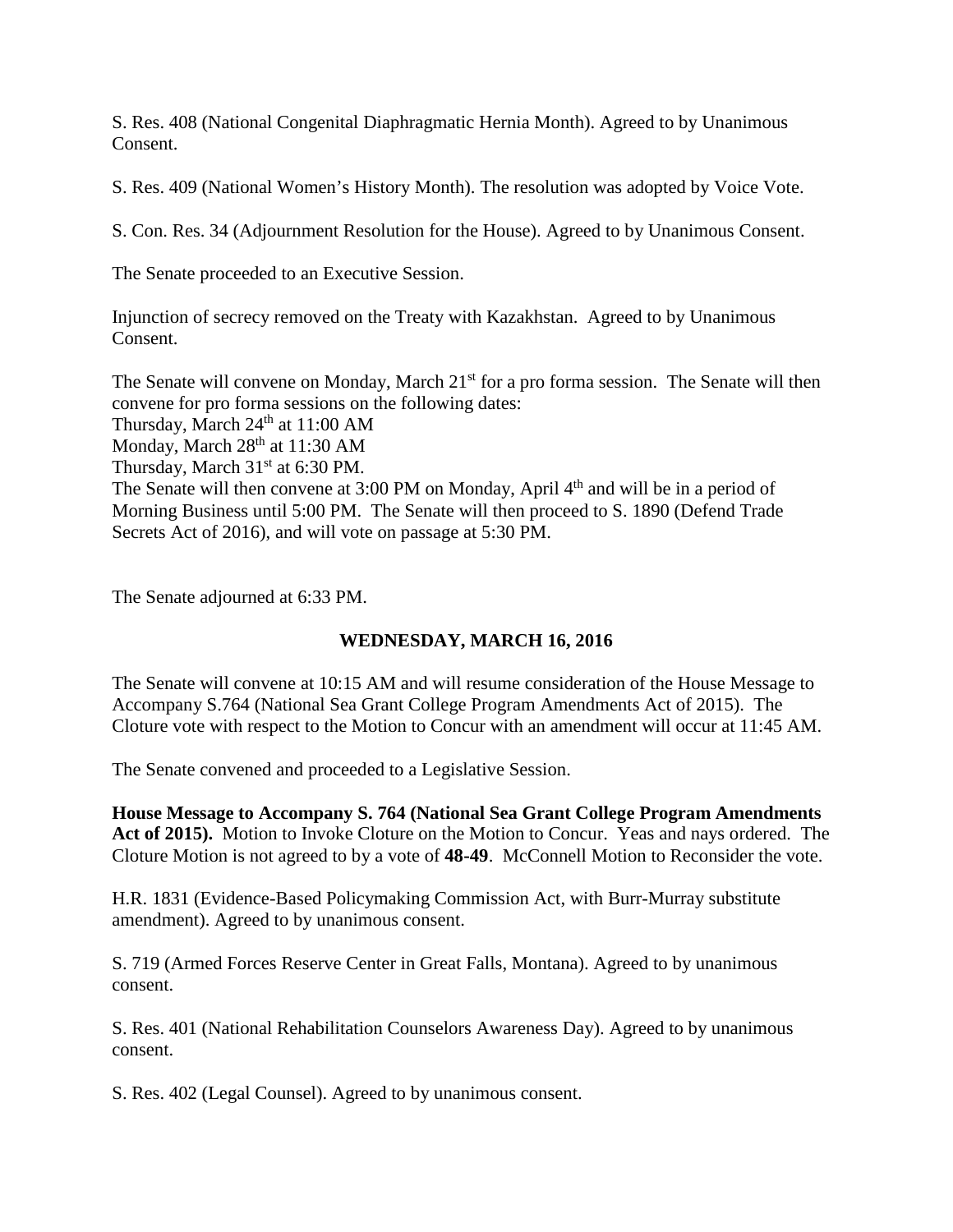S. Res. 408 (National Congenital Diaphragmatic Hernia Month). Agreed to by Unanimous Consent.

S. Res. 409 (National Women's History Month). The resolution was adopted by Voice Vote.

S. Con. Res. 34 (Adjournment Resolution for the House). Agreed to by Unanimous Consent.

The Senate proceeded to an Executive Session.

Injunction of secrecy removed on the Treaty with Kazakhstan. Agreed to by Unanimous Consent.

The Senate will convene on Monday, March 21st for a pro forma session. The Senate will then convene for pro forma sessions on the following dates:
Thursday, March 24th at 11:00 AM
Monday, March 28th at 11:30 AM
Thursday, March 31st at 6:30 PM.
The Senate will then convene at 3:00 PM on Monday, April 4th and will be in a period of Morning Business until 5:00 PM. The Senate will then proceed to S. 1890 (Defend Trade Secrets Act of 2016), and will vote on passage at 5:30 PM.

The Senate adjourned at 6:33 PM.

## WEDNESDAY, MARCH 16, 2016

The Senate will convene at 10:15 AM and will resume consideration of the House Message to Accompany S.764 (National Sea Grant College Program Amendments Act of 2015). The Cloture vote with respect to the Motion to Concur with an amendment will occur at 11:45 AM.

The Senate convened and proceeded to a Legislative Session.

**House Message to Accompany S. 764 (National Sea Grant College Program Amendments Act of 2015).** Motion to Invoke Cloture on the Motion to Concur. Yeas and nays ordered. The Cloture Motion is not agreed to by a vote of **48-49**. McConnell Motion to Reconsider the vote.

H.R. 1831 (Evidence-Based Policymaking Commission Act, with Burr-Murray substitute amendment). Agreed to by unanimous consent.

S. 719 (Armed Forces Reserve Center in Great Falls, Montana). Agreed to by unanimous consent.

S. Res. 401 (National Rehabilitation Counselors Awareness Day). Agreed to by unanimous consent.

S. Res. 402 (Legal Counsel). Agreed to by unanimous consent.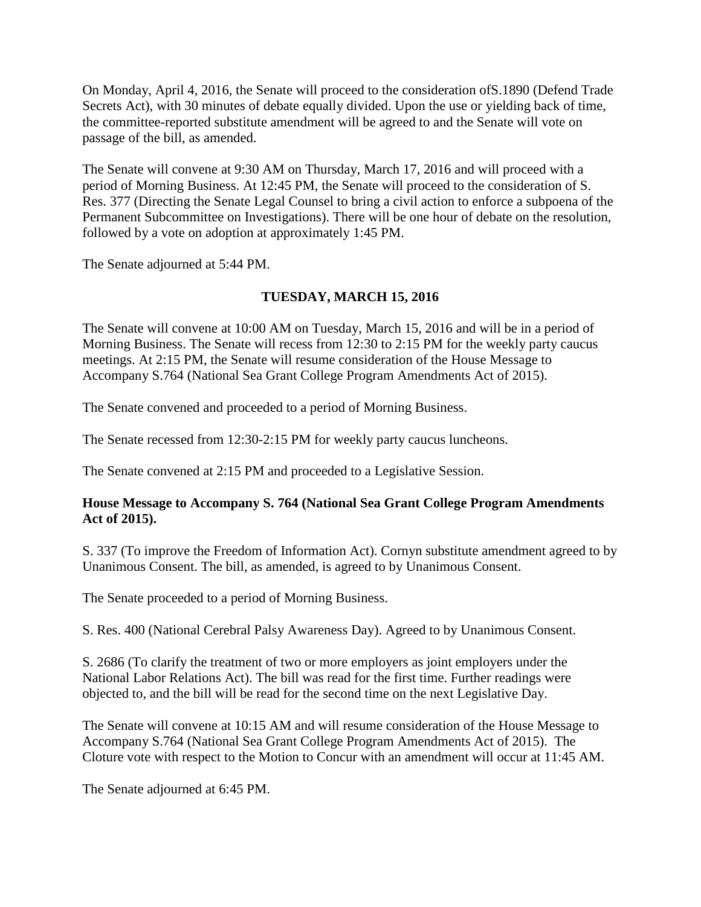On Monday, April 4, 2016, the Senate will proceed to the consideration ofS.1890 (Defend Trade Secrets Act), with 30 minutes of debate equally divided. Upon the use or yielding back of time, the committee-reported substitute amendment will be agreed to and the Senate will vote on passage of the bill, as amended.

The Senate will convene at 9:30 AM on Thursday, March 17, 2016 and will proceed with a period of Morning Business. At 12:45 PM, the Senate will proceed to the consideration of S. Res. 377 (Directing the Senate Legal Counsel to bring a civil action to enforce a subpoena of the Permanent Subcommittee on Investigations). There will be one hour of debate on the resolution, followed by a vote on adoption at approximately 1:45 PM.

The Senate adjourned at 5:44 PM.

## TUESDAY, MARCH 15, 2016

The Senate will convene at 10:00 AM on Tuesday, March 15, 2016 and will be in a period of Morning Business. The Senate will recess from 12:30 to 2:15 PM for the weekly party caucus meetings. At 2:15 PM, the Senate will resume consideration of the House Message to Accompany S.764 (National Sea Grant College Program Amendments Act of 2015).

The Senate convened and proceeded to a period of Morning Business.

The Senate recessed from 12:30-2:15 PM for weekly party caucus luncheons.

The Senate convened at 2:15 PM and proceeded to a Legislative Session.

**House Message to Accompany S. 764 (National Sea Grant College Program Amendments Act of 2015).**

S. 337 (To improve the Freedom of Information Act). Cornyn substitute amendment agreed to by Unanimous Consent. The bill, as amended, is agreed to by Unanimous Consent.

The Senate proceeded to a period of Morning Business.

S. Res. 400 (National Cerebral Palsy Awareness Day). Agreed to by Unanimous Consent.

S. 2686 (To clarify the treatment of two or more employers as joint employers under the National Labor Relations Act). The bill was read for the first time. Further readings were objected to, and the bill will be read for the second time on the next Legislative Day.

The Senate will convene at 10:15 AM and will resume consideration of the House Message to Accompany S.764 (National Sea Grant College Program Amendments Act of 2015). The Cloture vote with respect to the Motion to Concur with an amendment will occur at 11:45 AM.

The Senate adjourned at 6:45 PM.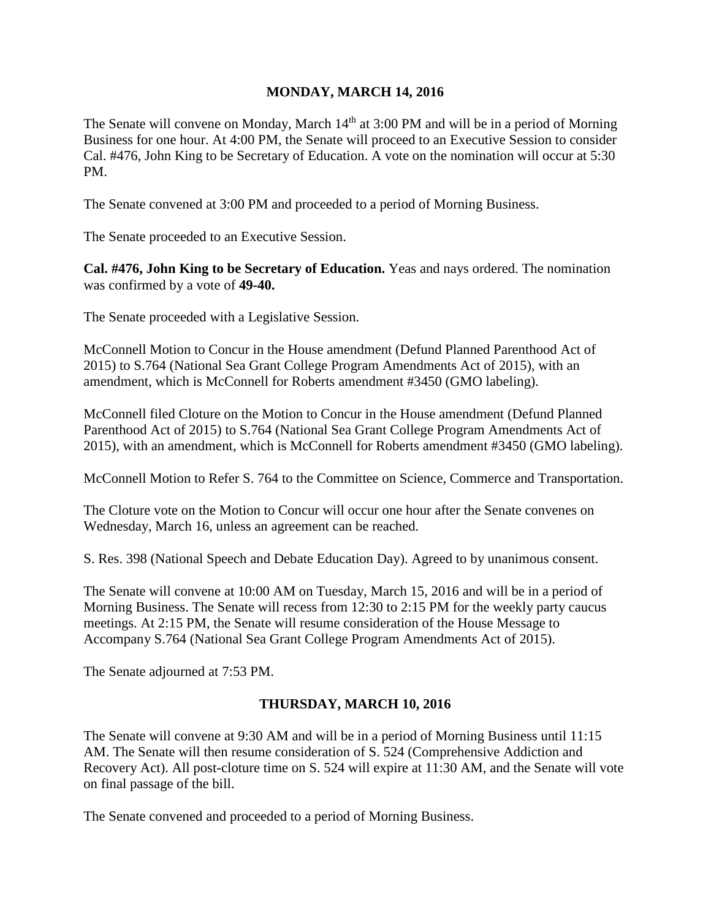## MONDAY, MARCH 14, 2016

The Senate will convene on Monday, March 14th at 3:00 PM and will be in a period of Morning Business for one hour. At 4:00 PM, the Senate will proceed to an Executive Session to consider Cal. #476, John King to be Secretary of Education. A vote on the nomination will occur at 5:30 PM.

The Senate convened at 3:00 PM and proceeded to a period of Morning Business.

The Senate proceeded to an Executive Session.

**Cal. #476, John King to be Secretary of Education.** Yeas and nays ordered. The nomination was confirmed by a vote of **49-40.**

The Senate proceeded with a Legislative Session.

McConnell Motion to Concur in the House amendment (Defund Planned Parenthood Act of 2015) to S.764 (National Sea Grant College Program Amendments Act of 2015), with an amendment, which is McConnell for Roberts amendment #3450 (GMO labeling).

McConnell filed Cloture on the Motion to Concur in the House amendment (Defund Planned Parenthood Act of 2015) to S.764 (National Sea Grant College Program Amendments Act of 2015), with an amendment, which is McConnell for Roberts amendment #3450 (GMO labeling).

McConnell Motion to Refer S. 764 to the Committee on Science, Commerce and Transportation.

The Cloture vote on the Motion to Concur will occur one hour after the Senate convenes on Wednesday, March 16, unless an agreement can be reached.

S. Res. 398 (National Speech and Debate Education Day). Agreed to by unanimous consent.

The Senate will convene at 10:00 AM on Tuesday, March 15, 2016 and will be in a period of Morning Business. The Senate will recess from 12:30 to 2:15 PM for the weekly party caucus meetings. At 2:15 PM, the Senate will resume consideration of the House Message to Accompany S.764 (National Sea Grant College Program Amendments Act of 2015).

The Senate adjourned at 7:53 PM.

## THURSDAY, MARCH 10, 2016

The Senate will convene at 9:30 AM and will be in a period of Morning Business until 11:15 AM. The Senate will then resume consideration of S. 524 (Comprehensive Addiction and Recovery Act). All post-cloture time on S. 524 will expire at 11:30 AM, and the Senate will vote on final passage of the bill.

The Senate convened and proceeded to a period of Morning Business.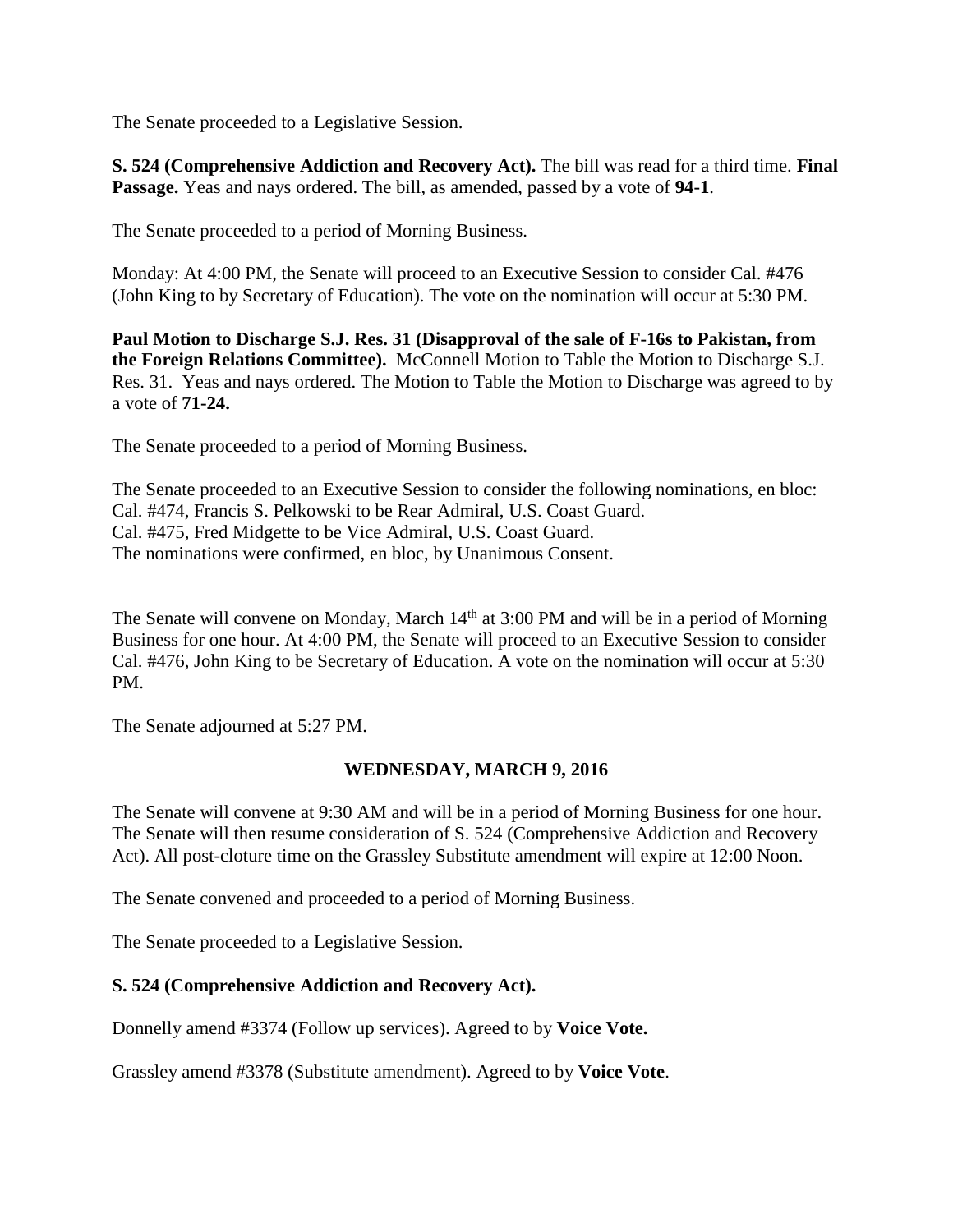The Senate proceeded to a Legislative Session.

**S. 524 (Comprehensive Addiction and Recovery Act).** The bill was read for a third time. **Final Passage.** Yeas and nays ordered. The bill, as amended, passed by a vote of **94-1**.

The Senate proceeded to a period of Morning Business.

Monday: At 4:00 PM, the Senate will proceed to an Executive Session to consider Cal. #476 (John King to by Secretary of Education). The vote on the nomination will occur at 5:30 PM.

**Paul Motion to Discharge S.J. Res. 31 (Disapproval of the sale of F-16s to Pakistan, from the Foreign Relations Committee).** McConnell Motion to Table the Motion to Discharge S.J. Res. 31. Yeas and nays ordered. The Motion to Table the Motion to Discharge was agreed to by a vote of **71-24.**

The Senate proceeded to a period of Morning Business.

The Senate proceeded to an Executive Session to consider the following nominations, en bloc:
Cal. #474, Francis S. Pelkowski to be Rear Admiral, U.S. Coast Guard.
Cal. #475, Fred Midgette to be Vice Admiral, U.S. Coast Guard.
The nominations were confirmed, en bloc, by Unanimous Consent.

The Senate will convene on Monday, March 14th at 3:00 PM and will be in a period of Morning Business for one hour. At 4:00 PM, the Senate will proceed to an Executive Session to consider Cal. #476, John King to be Secretary of Education. A vote on the nomination will occur at 5:30 PM.

The Senate adjourned at 5:27 PM.

## WEDNESDAY, MARCH 9, 2016

The Senate will convene at 9:30 AM and will be in a period of Morning Business for one hour. The Senate will then resume consideration of S. 524 (Comprehensive Addiction and Recovery Act). All post-cloture time on the Grassley Substitute amendment will expire at 12:00 Noon.

The Senate convened and proceeded to a period of Morning Business.

The Senate proceeded to a Legislative Session.

**S. 524 (Comprehensive Addiction and Recovery Act).**

Donnelly amend #3374 (Follow up services). Agreed to by **Voice Vote.**

Grassley amend #3378 (Substitute amendment). Agreed to by **Voice Vote**.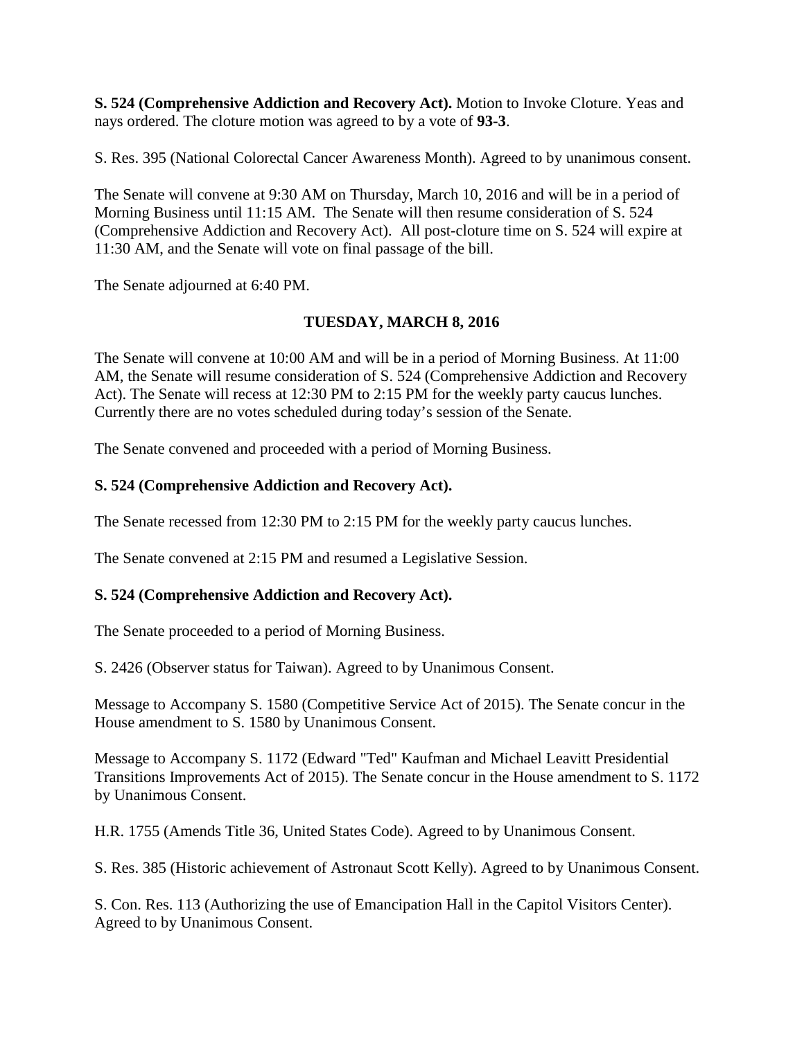**S. 524 (Comprehensive Addiction and Recovery Act).** Motion to Invoke Cloture. Yeas and nays ordered. The cloture motion was agreed to by a vote of **93-3**.

S. Res. 395 (National Colorectal Cancer Awareness Month). Agreed to by unanimous consent.

The Senate will convene at 9:30 AM on Thursday, March 10, 2016 and will be in a period of Morning Business until 11:15 AM. The Senate will then resume consideration of S. 524 (Comprehensive Addiction and Recovery Act). All post-cloture time on S. 524 will expire at 11:30 AM, and the Senate will vote on final passage of the bill.

The Senate adjourned at 6:40 PM.

## TUESDAY, MARCH 8, 2016

The Senate will convene at 10:00 AM and will be in a period of Morning Business. At 11:00 AM, the Senate will resume consideration of S. 524 (Comprehensive Addiction and Recovery Act). The Senate will recess at 12:30 PM to 2:15 PM for the weekly party caucus lunches. Currently there are no votes scheduled during today's session of the Senate.

The Senate convened and proceeded with a period of Morning Business.

**S. 524 (Comprehensive Addiction and Recovery Act).**

The Senate recessed from 12:30 PM to 2:15 PM for the weekly party caucus lunches.

The Senate convened at 2:15 PM and resumed a Legislative Session.

**S. 524 (Comprehensive Addiction and Recovery Act).**

The Senate proceeded to a period of Morning Business.

S. 2426 (Observer status for Taiwan). Agreed to by Unanimous Consent.

Message to Accompany S. 1580 (Competitive Service Act of 2015). The Senate concur in the House amendment to S. 1580 by Unanimous Consent.

Message to Accompany S. 1172 (Edward "Ted" Kaufman and Michael Leavitt Presidential Transitions Improvements Act of 2015). The Senate concur in the House amendment to S. 1172 by Unanimous Consent.

H.R. 1755 (Amends Title 36, United States Code). Agreed to by Unanimous Consent.

S. Res. 385 (Historic achievement of Astronaut Scott Kelly). Agreed to by Unanimous Consent.

S. Con. Res. 113 (Authorizing the use of Emancipation Hall in the Capitol Visitors Center). Agreed to by Unanimous Consent.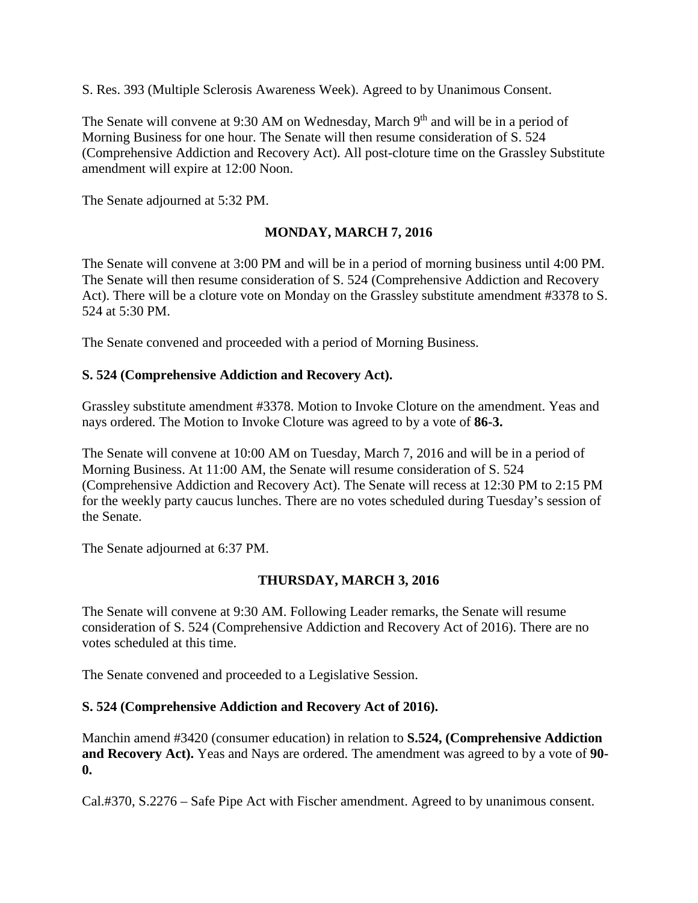S. Res. 393 (Multiple Sclerosis Awareness Week). Agreed to by Unanimous Consent.

The Senate will convene at 9:30 AM on Wednesday, March 9th and will be in a period of Morning Business for one hour. The Senate will then resume consideration of S. 524 (Comprehensive Addiction and Recovery Act). All post-cloture time on the Grassley Substitute amendment will expire at 12:00 Noon.

The Senate adjourned at 5:32 PM.

## MONDAY, MARCH 7, 2016

The Senate will convene at 3:00 PM and will be in a period of morning business until 4:00 PM. The Senate will then resume consideration of S. 524 (Comprehensive Addiction and Recovery Act). There will be a cloture vote on Monday on the Grassley substitute amendment #3378 to S. 524 at 5:30 PM.

The Senate convened and proceeded with a period of Morning Business.

**S. 524 (Comprehensive Addiction and Recovery Act).**

Grassley substitute amendment #3378. Motion to Invoke Cloture on the amendment. Yeas and nays ordered. The Motion to Invoke Cloture was agreed to by a vote of **86-3.**

The Senate will convene at 10:00 AM on Tuesday, March 7, 2016 and will be in a period of Morning Business. At 11:00 AM, the Senate will resume consideration of S. 524 (Comprehensive Addiction and Recovery Act). The Senate will recess at 12:30 PM to 2:15 PM for the weekly party caucus lunches. There are no votes scheduled during Tuesday's session of the Senate.

The Senate adjourned at 6:37 PM.

## THURSDAY, MARCH 3, 2016

The Senate will convene at 9:30 AM. Following Leader remarks, the Senate will resume consideration of S. 524 (Comprehensive Addiction and Recovery Act of 2016). There are no votes scheduled at this time.

The Senate convened and proceeded to a Legislative Session.

**S. 524 (Comprehensive Addiction and Recovery Act of 2016).**

Manchin amend #3420 (consumer education) in relation to **S.524, (Comprehensive Addiction and Recovery Act).** Yeas and Nays are ordered. The amendment was agreed to by a vote of **90-0.**

Cal.#370, S.2276 – Safe Pipe Act with Fischer amendment. Agreed to by unanimous consent.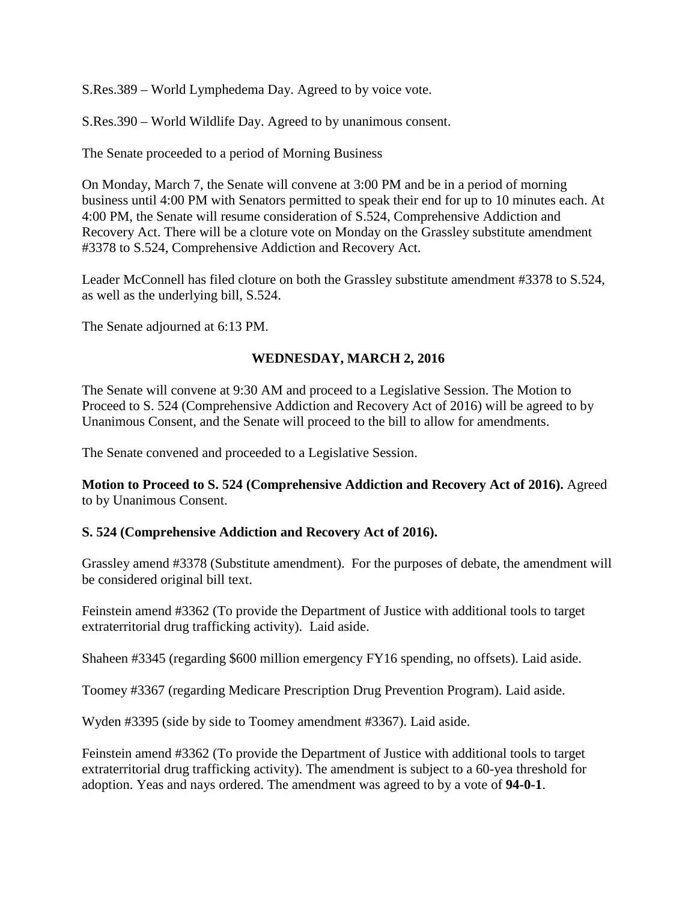S.Res.389 – World Lymphedema Day. Agreed to by voice vote.

S.Res.390 – World Wildlife Day. Agreed to by unanimous consent.

The Senate proceeded to a period of Morning Business

On Monday, March 7, the Senate will convene at 3:00 PM and be in a period of morning business until 4:00 PM with Senators permitted to speak their end for up to 10 minutes each. At 4:00 PM, the Senate will resume consideration of S.524, Comprehensive Addiction and Recovery Act. There will be a cloture vote on Monday on the Grassley substitute amendment #3378 to S.524, Comprehensive Addiction and Recovery Act.

Leader McConnell has filed cloture on both the Grassley substitute amendment #3378 to S.524, as well as the underlying bill, S.524.

The Senate adjourned at 6:13 PM.

## WEDNESDAY, MARCH 2, 2016

The Senate will convene at 9:30 AM and proceed to a Legislative Session. The Motion to Proceed to S. 524 (Comprehensive Addiction and Recovery Act of 2016) will be agreed to by Unanimous Consent, and the Senate will proceed to the bill to allow for amendments.

The Senate convened and proceeded to a Legislative Session.

**Motion to Proceed to S. 524 (Comprehensive Addiction and Recovery Act of 2016).** Agreed to by Unanimous Consent.

**S. 524 (Comprehensive Addiction and Recovery Act of 2016).**

Grassley amend #3378 (Substitute amendment). For the purposes of debate, the amendment will be considered original bill text.

Feinstein amend #3362 (To provide the Department of Justice with additional tools to target extraterritorial drug trafficking activity). Laid aside.

Shaheen #3345 (regarding $600 million emergency FY16 spending, no offsets). Laid aside.

Toomey #3367 (regarding Medicare Prescription Drug Prevention Program). Laid aside.

Wyden #3395 (side by side to Toomey amendment #3367). Laid aside.

Feinstein amend #3362 (To provide the Department of Justice with additional tools to target extraterritorial drug trafficking activity). The amendment is subject to a 60-yea threshold for adoption. Yeas and nays ordered. The amendment was agreed to by a vote of **94-0-1**.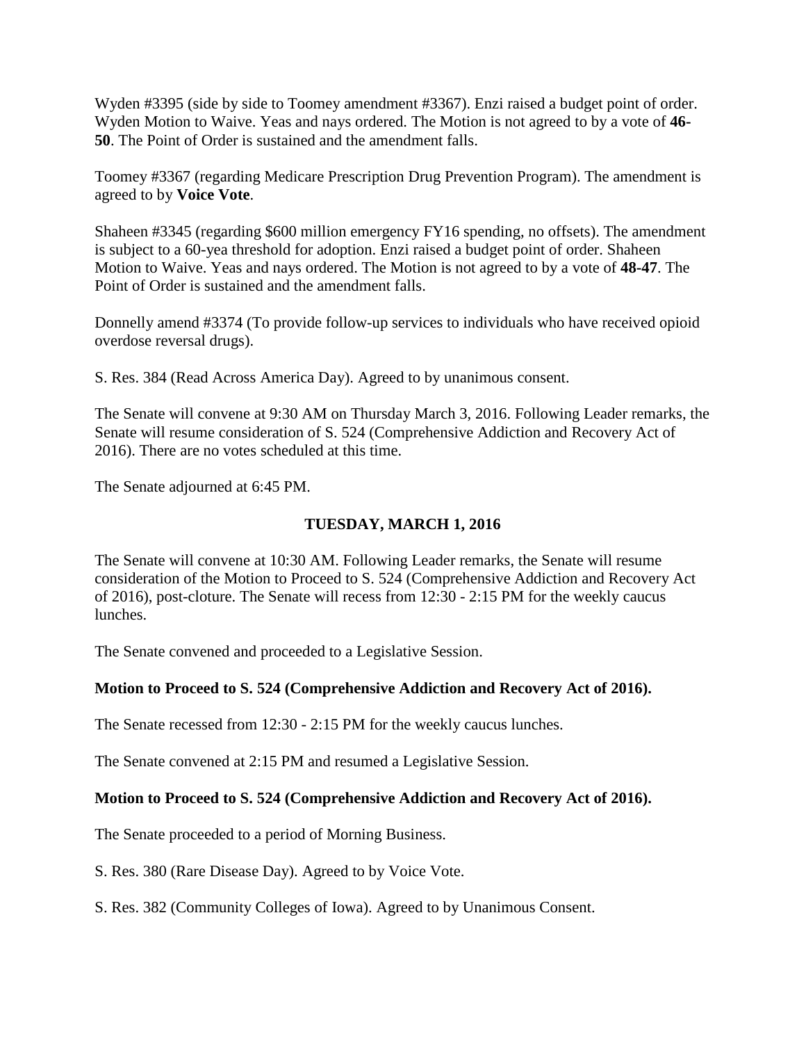Wyden #3395 (side by side to Toomey amendment #3367). Enzi raised a budget point of order. Wyden Motion to Waive. Yeas and nays ordered. The Motion is not agreed to by a vote of **46-50**. The Point of Order is sustained and the amendment falls.

Toomey #3367 (regarding Medicare Prescription Drug Prevention Program). The amendment is agreed to by **Voice Vote**.

Shaheen #3345 (regarding $600 million emergency FY16 spending, no offsets). The amendment is subject to a 60-yea threshold for adoption. Enzi raised a budget point of order. Shaheen Motion to Waive. Yeas and nays ordered. The Motion is not agreed to by a vote of **48-47**. The Point of Order is sustained and the amendment falls.

Donnelly amend #3374 (To provide follow-up services to individuals who have received opioid overdose reversal drugs).

S. Res. 384 (Read Across America Day). Agreed to by unanimous consent.

The Senate will convene at 9:30 AM on Thursday March 3, 2016. Following Leader remarks, the Senate will resume consideration of S. 524 (Comprehensive Addiction and Recovery Act of 2016). There are no votes scheduled at this time.

The Senate adjourned at 6:45 PM.

## TUESDAY, MARCH 1, 2016

The Senate will convene at 10:30 AM. Following Leader remarks, the Senate will resume consideration of the Motion to Proceed to S. 524 (Comprehensive Addiction and Recovery Act of 2016), post-cloture. The Senate will recess from 12:30 - 2:15 PM for the weekly caucus lunches.

The Senate convened and proceeded to a Legislative Session.

**Motion to Proceed to S. 524 (Comprehensive Addiction and Recovery Act of 2016).**

The Senate recessed from 12:30 - 2:15 PM for the weekly caucus lunches.

The Senate convened at 2:15 PM and resumed a Legislative Session.

**Motion to Proceed to S. 524 (Comprehensive Addiction and Recovery Act of 2016).**

The Senate proceeded to a period of Morning Business.

S. Res. 380 (Rare Disease Day). Agreed to by Voice Vote.

S. Res. 382 (Community Colleges of Iowa). Agreed to by Unanimous Consent.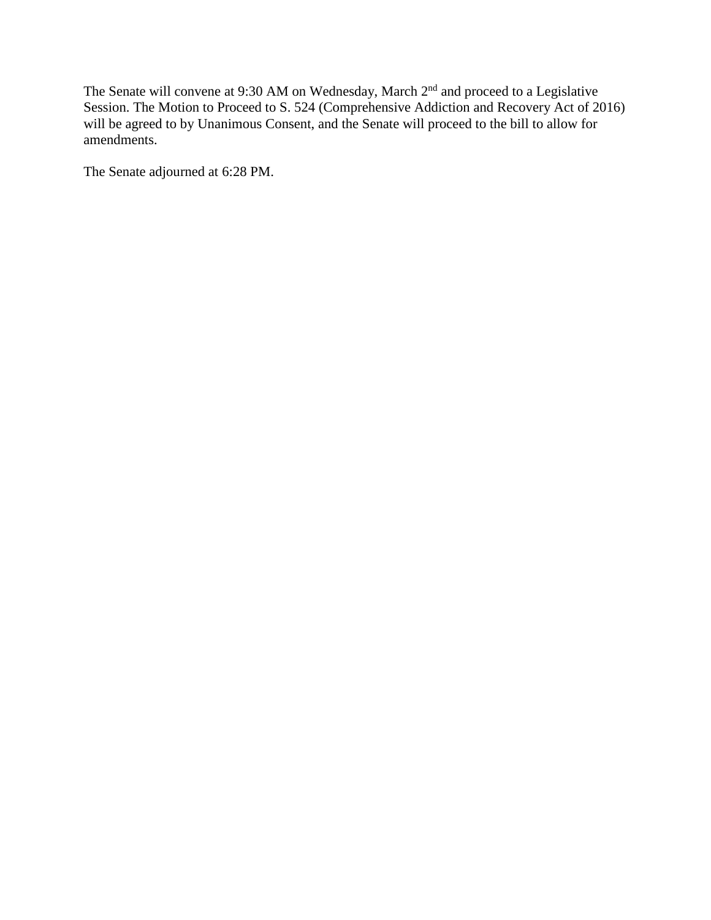The Senate will convene at 9:30 AM on Wednesday, March 2nd and proceed to a Legislative Session. The Motion to Proceed to S. 524 (Comprehensive Addiction and Recovery Act of 2016) will be agreed to by Unanimous Consent, and the Senate will proceed to the bill to allow for amendments.

The Senate adjourned at 6:28 PM.